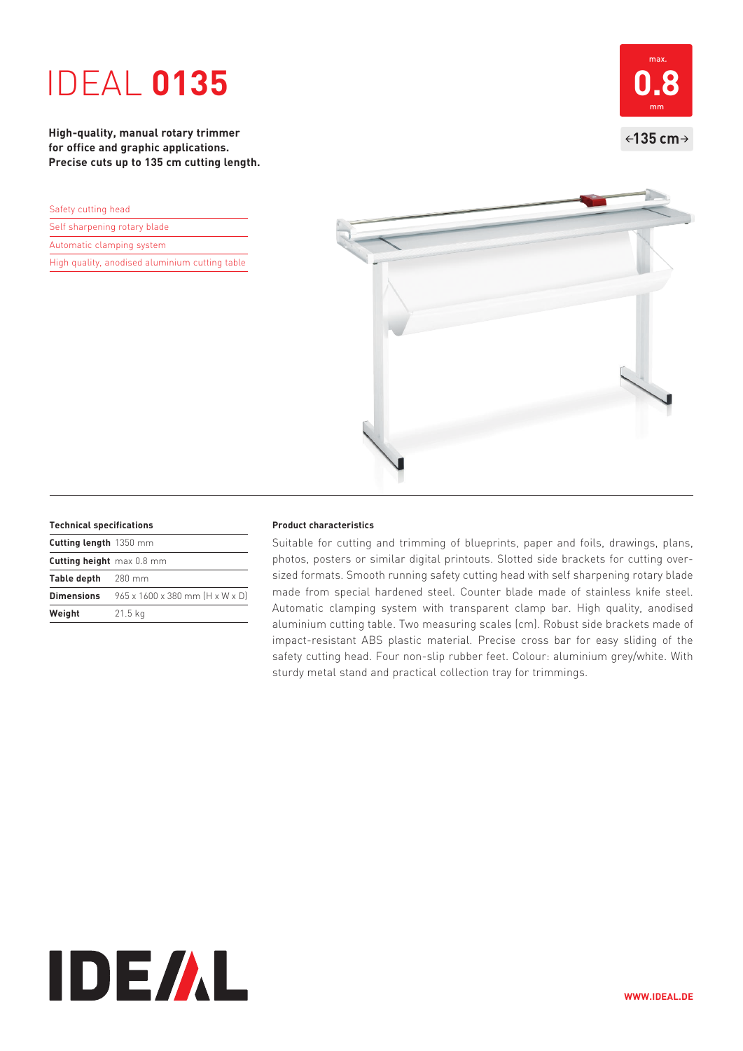# IDEAL **0135**

**High-quality, manual rotary trimmer for office and graphic applications. Precise cuts up to 135 cm cutting length.**

max. **0.8** mm

←135 cm→

- Safety cutting head
- Self sharpening rotary blade
- Automatic clamping system
- High quality, anodised aluminium cutting table

### Technical specifications

| | |
|---|---|
| **Cutting length** | 1350 mm |
| **Cutting height** | max 0.8 mm |
| **Table depth** | 280 mm |
| **Dimensions** | 965 x 1600 x 380 mm (H x W x D) |
| **Weight** | 21.5 kg |

### Product characteristics

Suitable for cutting and trimming of blueprints, paper and foils, drawings, plans, photos, posters or similar digital printouts. Slotted side brackets for cutting oversized formats. Smooth running safety cutting head with self sharpening rotary blade made from special hardened steel. Counter blade made of stainless knife steel. Automatic clamping system with transparent clamp bar. High quality, anodised aluminium cutting table. Two measuring scales (cm). Robust side brackets made of impact-resistant ABS plastic material. Precise cross bar for easy sliding of the safety cutting head. Four non-slip rubber feet. Colour: aluminium grey/white. With sturdy metal stand and practical collection tray for trimmings.

IDEAL

WWW.IDEAL.DE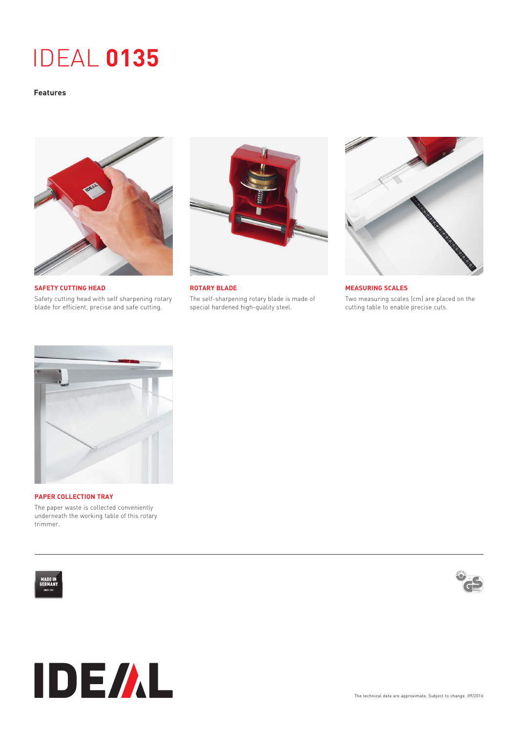# IDEAL **0135**

**Features**

**SAFETY CUTTING HEAD**

Safety cutting head with self sharpening rotary blade for efficient, precise and safe cutting.

**ROTARY BLADE**

The self-sharpening rotary blade is made of special hardened high-quality steel.

**MEASURING SCALES**

Two measuring scales (cm) are placed on the cutting table to enable precise cuts.

**PAPER COLLECTION TRAY**

The paper waste is collected conveniently underneath the working table of this rotary trimmer.

---

The technical data are approximate. Subject to change. 09/2016